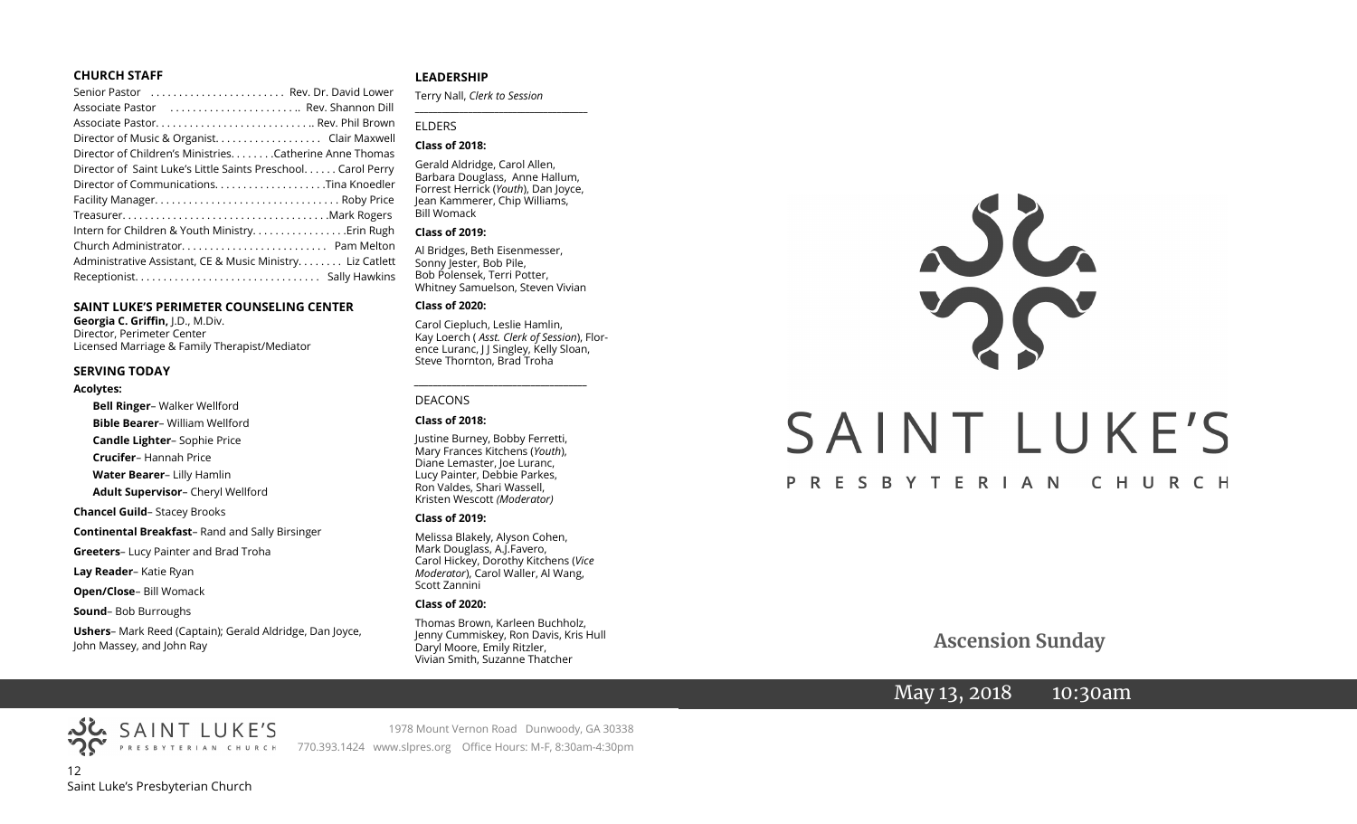## CHURCH STAFF

Senior Pastor . . . . . . . . . . . . . . . . . . . . . . . . Rev. Dr. David Lower
Associate Pastor . . . . . . . . . . . . . . . . . . . . . . .. Rev. Shannon Dill
Associate Pastor. . . . . . . . . . . . . . . . . . . . . . . . . . .. Rev. Phil Brown
Director of Music & Organist. . . . . . . . . . . . . . . . . . Clair Maxwell
Director of Children's Ministries. . . . . . . .Catherine Anne Thomas
Director of Saint Luke's Little Saints Preschool. . . . . . Carol Perry
Director of Communications. . . . . . . . . . . . . . . . . . . .Tina Knoedler
Facility Manager. . . . . . . . . . . . . . . . . . . . . . . . . . . . . . . . Roby Price
Treasurer. . . . . . . . . . . . . . . . . . . . . . . . . . . . . . . . . . . .Mark Rogers
Intern for Children & Youth Ministry. . . . . . . . . . . . . . . . .Erin Rugh
Church Administrator. . . . . . . . . . . . . . . . . . . . . . . . . Pam Melton
Administrative Assistant, CE & Music Ministry. . . . . . . . Liz Catlett
Receptionist. . . . . . . . . . . . . . . . . . . . . . . . . . . . . . . . Sally Hawkins

## SAINT LUKE'S PERIMETER COUNSELING CENTER

**Georgia C. Griffin,** J.D., M.Div.
Director, Perimeter Center
Licensed Marriage & Family Therapist/Mediator

## SERVING TODAY

**Acolytes:**

**Bell Ringer**– Walker Wellford
**Bible Bearer**– William Wellford
**Candle Lighter**– Sophie Price
**Crucifer**– Hannah Price
**Water Bearer**– Lilly Hamlin
**Adult Supervisor**– Cheryl Wellford

**Chancel Guild**– Stacey Brooks

**Continental Breakfast**– Rand and Sally Birsinger

**Greeters**– Lucy Painter and Brad Troha

**Lay Reader**– Katie Ryan

**Open/Close**– Bill Womack

**Sound**– Bob Burroughs

**Ushers**– Mark Reed (Captain); Gerald Aldridge, Dan Joyce, John Massey, and John Ray

## LEADERSHIP

Terry Nall, *Clerk to Session*

### ELDERS

**Class of 2018:**

Gerald Aldridge, Carol Allen, Barbara Douglass, Anne Hallum, Forrest Herrick (*Youth*), Dan Joyce, Jean Kammerer, Chip Williams, Bill Womack

**Class of 2019:**

Al Bridges, Beth Eisenmesser, Sonny Jester, Bob Pile, Bob Polensek, Terri Potter, Whitney Samuelson, Steven Vivian

**Class of 2020:**

Carol Ciepluch, Leslie Hamlin, Kay Loerch ( *Asst. Clerk of Session*), Florence Luranc, J J Singley, Kelly Sloan, Steve Thornton, Brad Troha

### DEACONS

**Class of 2018:**

Justine Burney, Bobby Ferretti, Mary Frances Kitchens (*Youth*), Diane Lemaster, Joe Luranc, Lucy Painter, Debbie Parkes, Ron Valdes, Shari Wassell, Kristen Wescott *(Moderator)*

**Class of 2019:**

Melissa Blakely, Alyson Cohen, Mark Douglass, A.J.Favero, Carol Hickey, Dorothy Kitchens (*Vice Moderator*), Carol Waller, Al Wang, Scott Zannini

**Class of 2020:**

Thomas Brown, Karleen Buchholz, Jenny Cummiskey, Ron Davis, Kris Hull Daryl Moore, Emily Ritzler, Vivian Smith, Suzanne Thatcher

SAINT LUKE'S PRESBYTERIAN CHURCH
1978 Mount Vernon Road Dunwoody, GA 30338
770.393.1424 www.slpres.org Office Hours: M-F, 8:30am-4:30pm

# SAINT LUKE'S
PRESBYTERIAN CHURCH

## Ascension Sunday

May 13, 2018 10:30am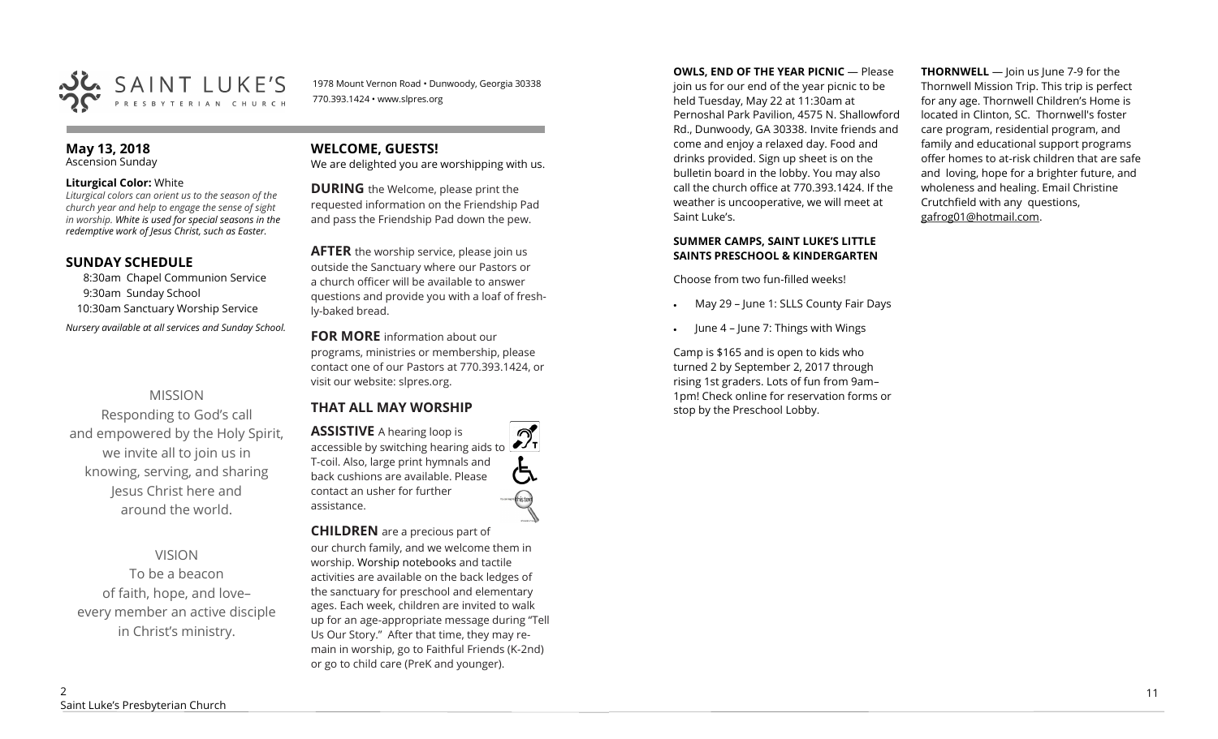SAINT LUKE'S PRESBYTERIAN CHURCH

1978 Mount Vernon Road • Dunwoody, Georgia 30338
770.393.1424 • www.slpres.org

## May 13, 2018
Ascension Sunday

**Liturgical Color:** White
*Liturgical colors can orient us to the season of the church year and help to engage the sense of sight in worship. White is used for special seasons in the redemptive work of Jesus Christ, such as Easter.*

## SUNDAY SCHEDULE

8:30am Chapel Communion Service
9:30am Sunday School
10:30am Sanctuary Worship Service

*Nursery available at all services and Sunday School.*

MISSION

Responding to God's call
and empowered by the Holy Spirit,
we invite all to join us in
knowing, serving, and sharing
Jesus Christ here and
around the world.

VISION

To be a beacon
of faith, hope, and love–
every member an active disciple
in Christ's ministry.

## WELCOME, GUESTS!

We are delighted you are worshipping with us.

**DURING** the Welcome, please print the requested information on the Friendship Pad and pass the Friendship Pad down the pew.

**AFTER** the worship service, please join us outside the Sanctuary where our Pastors or a church officer will be available to answer questions and provide you with a loaf of freshly-baked bread.

**FOR MORE** information about our programs, ministries or membership, please contact one of our Pastors at 770.393.1424, or visit our website: slpres.org.

## THAT ALL MAY WORSHIP

**ASSISTIVE** A hearing loop is accessible by switching hearing aids to T-coil. Also, large print hymnals and back cushions are available. Please contact an usher for further assistance.

**CHILDREN** are a precious part of our church family, and we welcome them in worship. Worship notebooks and tactile activities are available on the back ledges of the sanctuary for preschool and elementary ages. Each week, children are invited to walk up for an age-appropriate message during "Tell Us Our Story." After that time, they may remain in worship, go to Faithful Friends (K-2nd) or go to child care (PreK and younger).

**OWLS, END OF THE YEAR PICNIC** — Please join us for our end of the year picnic to be held Tuesday, May 22 at 11:30am at Pernoshal Park Pavilion, 4575 N. Shallowford Rd., Dunwoody, GA 30338. Invite friends and come and enjoy a relaxed day. Food and drinks provided. Sign up sheet is on the bulletin board in the lobby. You may also call the church office at 770.393.1424. If the weather is uncooperative, we will meet at Saint Luke's.

**SUMMER CAMPS, SAINT LUKE'S LITTLE SAINTS PRESCHOOL & KINDERGARTEN**

Choose from two fun-filled weeks!

- May 29 – June 1: SLLS County Fair Days
- June 4 – June 7: Things with Wings

Camp is $165 and is open to kids who turned 2 by September 2, 2017 through rising 1st graders. Lots of fun from 9am–1pm! Check online for reservation forms or stop by the Preschool Lobby.

**THORNWELL** — Join us June 7-9 for the Thornwell Mission Trip. This trip is perfect for any age. Thornwell Children's Home is located in Clinton, SC. Thornwell's foster care program, residential program, and family and educational support programs offer homes to at-risk children that are safe and loving, hope for a brighter future, and wholeness and healing. Email Christine Crutchfield with any questions, gafrog01@hotmail.com.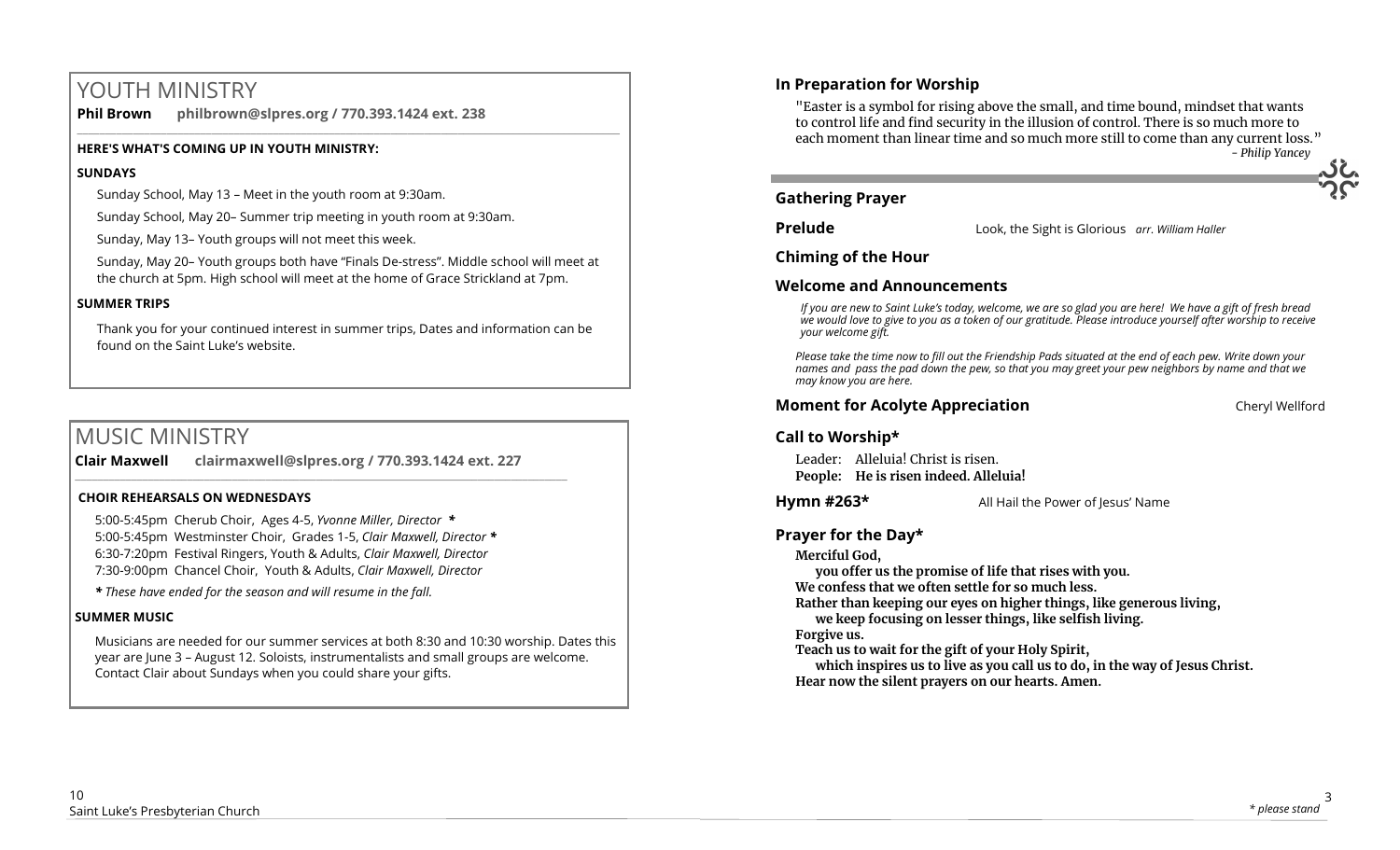# YOUTH MINISTRY

**Phil Brown philbrown@slpres.org / 770.393.1424 ext. 238**

**HERE'S WHAT'S COMING UP IN YOUTH MINISTRY:**

**SUNDAYS**

Sunday School, May 13 – Meet in the youth room at 9:30am.

Sunday School, May 20– Summer trip meeting in youth room at 9:30am.

Sunday, May 13– Youth groups will not meet this week.

Sunday, May 20– Youth groups both have "Finals De-stress". Middle school will meet at the church at 5pm. High school will meet at the home of Grace Strickland at 7pm.

**SUMMER TRIPS**

Thank you for your continued interest in summer trips, Dates and information can be found on the Saint Luke's website.

# MUSIC MINISTRY

**Clair Maxwell clairmaxwell@slpres.org / 770.393.1424 ext. 227**

**CHOIR REHEARSALS ON WEDNESDAYS**

5:00-5:45pm Cherub Choir, Ages 4-5, *Yvonne Miller, Director* **\***
5:00-5:45pm Westminster Choir, Grades 1-5, *Clair Maxwell, Director* **\***
6:30-7:20pm Festival Ringers, Youth & Adults, *Clair Maxwell, Director*
7:30-9:00pm Chancel Choir, Youth & Adults, *Clair Maxwell, Director*

***** *These have ended for the season and will resume in the fall.*

**SUMMER MUSIC**

Musicians are needed for our summer services at both 8:30 and 10:30 worship. Dates this year are June 3 – August 12. Soloists, instrumentalists and small groups are welcome. Contact Clair about Sundays when you could share your gifts.

### In Preparation for Worship

"Easter is a symbol for rising above the small, and time bound, mindset that wants to control life and find security in the illusion of control. There is so much more to each moment than linear time and so much more still to come than any current loss."
*- Philip Yancey*

### Gathering Prayer

**Prelude** Look, the Sight is Glorious *arr. William Haller*

### Chiming of the Hour

### Welcome and Announcements

*If you are new to Saint Luke's today, welcome, we are so glad you are here! We have a gift of fresh bread we would love to give to you as a token of our gratitude. Please introduce yourself after worship to receive your welcome gift.*

*Please take the time now to fill out the Friendship Pads situated at the end of each pew. Write down your names and pass the pad down the pew, so that you may greet your pew neighbors by name and that we may know you are here.*

**Moment for Acolyte Appreciation** Cheryl Wellford

### Call to Worship*

Leader: Alleluia! Christ is risen.
**People: He is risen indeed. Alleluia!**

**Hymn #263*** All Hail the Power of Jesus' Name

### Prayer for the Day*

**Merciful God,**
**you offer us the promise of life that rises with you.**
**We confess that we often settle for so much less.**
**Rather than keeping our eyes on higher things, like generous living,**
**we keep focusing on lesser things, like selfish living.**
**Forgive us.**
**Teach us to wait for the gift of your Holy Spirit,**
**which inspires us to live as you call us to do, in the way of Jesus Christ.**
**Hear now the silent prayers on our hearts. Amen.**

*\* please stand*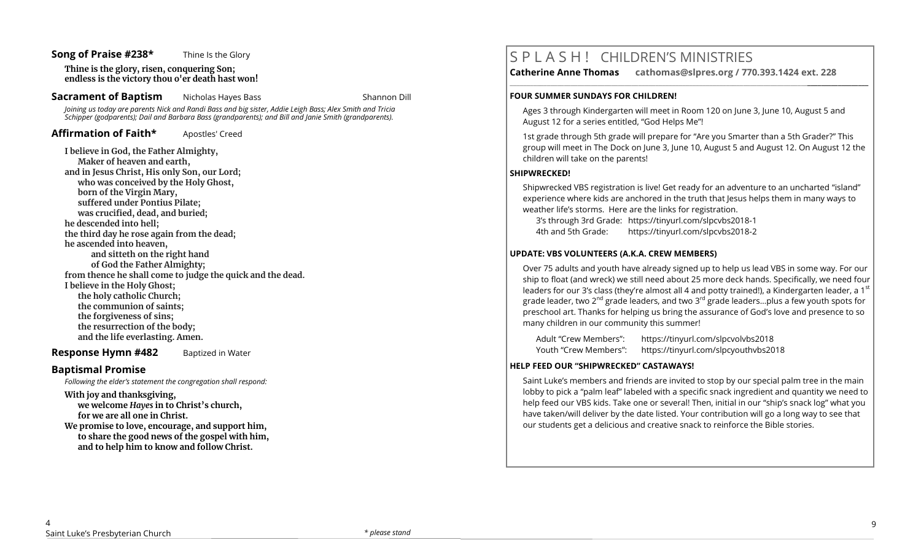**Song of Praise #238*** Thine Is the Glory

**Thine is the glory, risen, conquering Son;**
**endless is the victory thou o'er death hast won!**

**Sacrament of Baptism** Nicholas Hayes Bass Shannon Dill

*Joining us today are parents Nick and Randi Bass and big sister, Addie Leigh Bass; Alex Smith and Tricia Schipper (godparents); Dail and Barbara Bass (grandparents); and Bill and Janie Smith (grandparents).*

**Affirmation of Faith*** Apostles' Creed

**I believe in God, the Father Almighty,**
**Maker of heaven and earth,**
**and in Jesus Christ, His only Son, our Lord;**
**who was conceived by the Holy Ghost,**
**born of the Virgin Mary,**
**suffered under Pontius Pilate;**
**was crucified, dead, and buried;**
**he descended into hell;**
**the third day he rose again from the dead;**
**he ascended into heaven,**
**and sitteth on the right hand**
**of God the Father Almighty;**
**from thence he shall come to judge the quick and the dead.**
**I believe in the Holy Ghost;**
**the holy catholic Church;**
**the communion of saints;**
**the forgiveness of sins;**
**the resurrection of the body;**
**and the life everlasting. Amen.**

**Response Hymn #482** Baptized in Water

**Baptismal Promise**

*Following the elder's statement the congregation shall respond:*

**With joy and thanksgiving,**
**we welcome *Hayes* in to Christ's church,**
**for we are all one in Christ.**
**We promise to love, encourage, and support him,**
**to share the good news of the gospel with him,**
**and to help him to know and follow Christ.**

*\* please stand*

# S P L A S H ! CHILDREN'S MINISTRIES

**Catherine Anne Thomas cathomas@slpres.org / 770.393.1424 ext. 228**

**FOUR SUMMER SUNDAYS FOR CHILDREN!**

Ages 3 through Kindergarten will meet in Room 120 on June 3, June 10, August 5 and August 12 for a series entitled, "God Helps Me"!

1st grade through 5th grade will prepare for "Are you Smarter than a 5th Grader?" This group will meet in The Dock on June 3, June 10, August 5 and August 12. On August 12 the children will take on the parents!

**SHIPWRECKED!**

Shipwrecked VBS registration is live! Get ready for an adventure to an uncharted "island" experience where kids are anchored in the truth that Jesus helps them in many ways to weather life's storms. Here are the links for registration.

3's through 3rd Grade: https://tinyurl.com/slpcvbs2018-1
4th and 5th Grade: https://tinyurl.com/slpcvbs2018-2

**UPDATE: VBS VOLUNTEERS (A.K.A. CREW MEMBERS)**

Over 75 adults and youth have already signed up to help us lead VBS in some way. For our ship to float (and wreck) we still need about 25 more deck hands. Specifically, we need four leaders for our 3's class (they're almost all 4 and potty trained!), a Kindergarten leader, a 1st grade leader, two 2nd grade leaders, and two 3rd grade leaders…plus a few youth spots for preschool art. Thanks for helping us bring the assurance of God's love and presence to so many children in our community this summer!

Adult "Crew Members": https://tinyurl.com/slpcvolvbs2018
Youth "Crew Members": https://tinyurl.com/slpcyouthvbs2018

**HELP FEED OUR "SHIPWRECKED" CASTAWAYS!**

Saint Luke's members and friends are invited to stop by our special palm tree in the main lobby to pick a "palm leaf" labeled with a specific snack ingredient and quantity we need to help feed our VBS kids. Take one or several! Then, initial in our "ship's snack log" what you have taken/will deliver by the date listed. Your contribution will go a long way to see that our students get a delicious and creative snack to reinforce the Bible stories.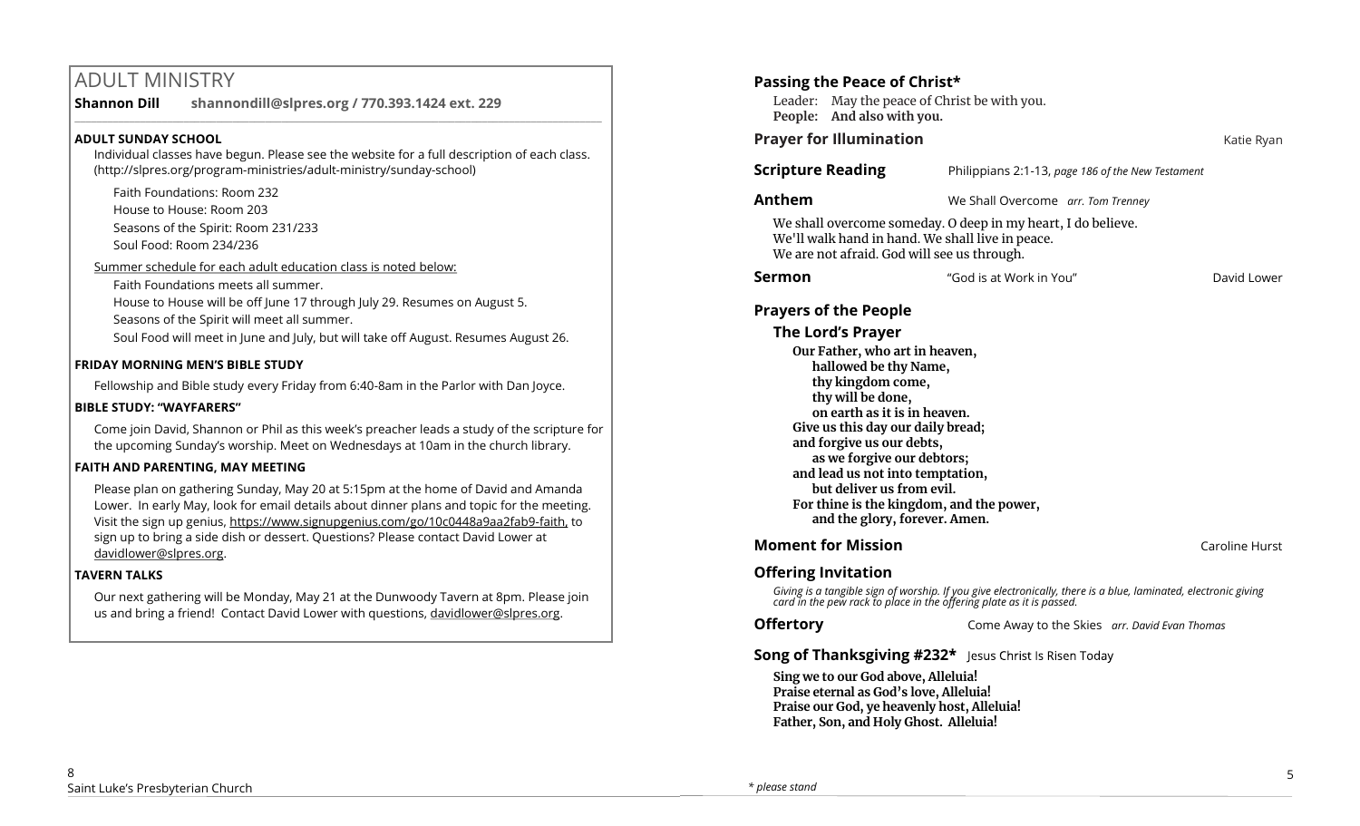# ADULT MINISTRY

**Shannon Dill** **shannondill@slpres.org / 770.393.1424 ext. 229**

### ADULT SUNDAY SCHOOL

Individual classes have begun. Please see the website for a full description of each class. (http://slpres.org/program-ministries/adult-ministry/sunday-school)

Faith Foundations: Room 232
House to House: Room 203
Seasons of the Spirit: Room 231/233
Soul Food: Room 234/236

Summer schedule for each adult education class is noted below:

Faith Foundations meets all summer.
House to House will be off June 17 through July 29. Resumes on August 5.
Seasons of the Spirit will meet all summer.
Soul Food will meet in June and July, but will take off August. Resumes August 26.

### FRIDAY MORNING MEN'S BIBLE STUDY

Fellowship and Bible study every Friday from 6:40-8am in the Parlor with Dan Joyce.

### BIBLE STUDY: "WAYFARERS"

Come join David, Shannon or Phil as this week's preacher leads a study of the scripture for the upcoming Sunday's worship. Meet on Wednesdays at 10am in the church library.

### FAITH AND PARENTING, MAY MEETING

Please plan on gathering Sunday, May 20 at 5:15pm at the home of David and Amanda Lower. In early May, look for email details about dinner plans and topic for the meeting. Visit the sign up genius, https://www.signupgenius.com/go/10c0448a9aa2fab9-faith, to sign up to bring a side dish or dessert. Questions? Please contact David Lower at davidlower@slpres.org.

### TAVERN TALKS

Our next gathering will be Monday, May 21 at the Dunwoody Tavern at 8pm. Please join us and bring a friend! Contact David Lower with questions, davidlower@slpres.org.

---

**Passing the Peace of Christ***

Leader: May the peace of Christ be with you.
**People: And also with you.**

**Prayer for Illumination** — Katie Ryan

**Scripture Reading** — Philippians 2:1-13, *page 186 of the New Testament*

**Anthem** — We Shall Overcome *arr. Tom Trenney*

We shall overcome someday. O deep in my heart, I do believe.
We'll walk hand in hand. We shall live in peace.
We are not afraid. God will see us through.

**Sermon** — "God is at Work in You" — David Lower

**Prayers of the People**

**The Lord's Prayer**

**Our Father, who art in heaven,**
**hallowed be thy Name,**
**thy kingdom come,**
**thy will be done,**
**on earth as it is in heaven.**
**Give us this day our daily bread;**
**and forgive us our debts,**
**as we forgive our debtors;**
**and lead us not into temptation,**
**but deliver us from evil.**
**For thine is the kingdom, and the power,**
**and the glory, forever. Amen.**

**Moment for Mission** — Caroline Hurst

**Offering Invitation**

*Giving is a tangible sign of worship. If you give electronically, there is a blue, laminated, electronic giving card in the pew rack to place in the offering plate as it is passed.*

**Offertory** — Come Away to the Skies *arr. David Evan Thomas*

**Song of Thanksgiving #232*** Jesus Christ Is Risen Today

**Sing we to our God above, Alleluia!**
**Praise eternal as God's love, Alleluia!**
**Praise our God, ye heavenly host, Alleluia!**
**Father, Son, and Holy Ghost. Alleluia!**

\* please stand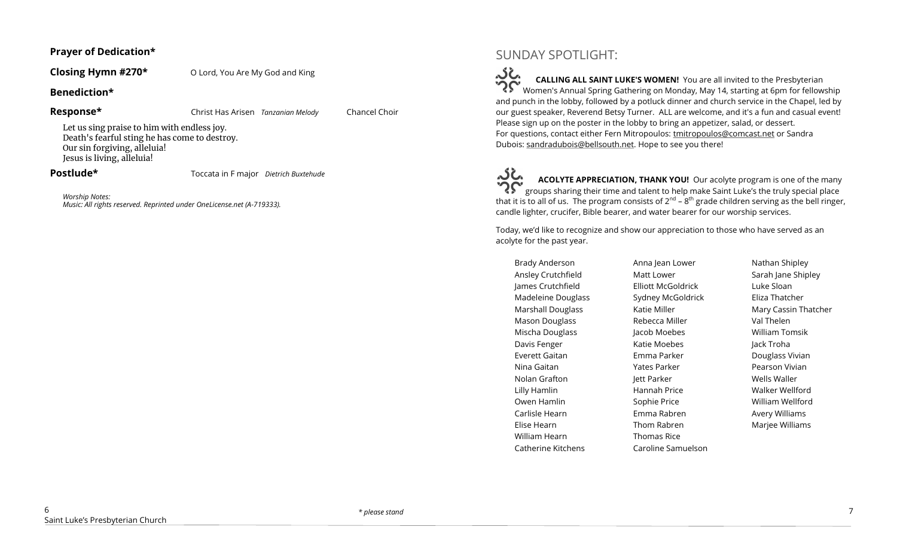**Prayer of Dedication***

**Closing Hymn #270*** O Lord, You Are My God and King

**Benediction***

**Response*** Christ Has Arisen *Tanzanian Melody* Chancel Choir

Let us sing praise to him with endless joy.
Death's fearful sting he has come to destroy.
Our sin forgiving, alleluia!
Jesus is living, alleluia!

**Postlude*** Toccata in F major *Dietrich Buxtehude*

*Worship Notes:*
*Music: All rights reserved. Reprinted under OneLicense.net (A-719333).*

*\* please stand*

## SUNDAY SPOTLIGHT:

**CALLING ALL SAINT LUKE'S WOMEN!** You are all invited to the Presbyterian Women's Annual Spring Gathering on Monday, May 14, starting at 6pm for fellowship and punch in the lobby, followed by a potluck dinner and church service in the Chapel, led by our guest speaker, Reverend Betsy Turner. ALL are welcome, and it's a fun and casual event! Please sign up on the poster in the lobby to bring an appetizer, salad, or dessert. For questions, contact either Fern Mitropoulos: tmitropoulos@comcast.net or Sandra Dubois: sandradubois@bellsouth.net. Hope to see you there!

**ACOLYTE APPRECIATION, THANK YOU!** Our acolyte program is one of the many groups sharing their time and talent to help make Saint Luke's the truly special place that it is to all of us. The program consists of 2nd – 8th grade children serving as the bell ringer, candle lighter, crucifer, Bible bearer, and water bearer for our worship services.

Today, we'd like to recognize and show our appreciation to those who have served as an acolyte for the past year.

Brady Anderson
Ansley Crutchfield
James Crutchfield
Madeleine Douglass
Marshall Douglass
Mason Douglass
Mischa Douglass
Davis Fenger
Everett Gaitan
Nina Gaitan
Nolan Grafton
Lilly Hamlin
Owen Hamlin
Carlisle Hearn
Elise Hearn
William Hearn
Catherine Kitchens
Anna Jean Lower
Matt Lower
Elliott McGoldrick
Sydney McGoldrick
Katie Miller
Rebecca Miller
Jacob Moebes
Katie Moebes
Emma Parker
Yates Parker
Jett Parker
Hannah Price
Sophie Price
Emma Rabren
Thom Rabren
Thomas Rice
Caroline Samuelson
Nathan Shipley
Sarah Jane Shipley
Luke Sloan
Eliza Thatcher
Mary Cassin Thatcher
Val Thelen
William Tomsik
Jack Troha
Douglass Vivian
Pearson Vivian
Wells Waller
Walker Wellford
William Wellford
Avery Williams
Marjee Williams